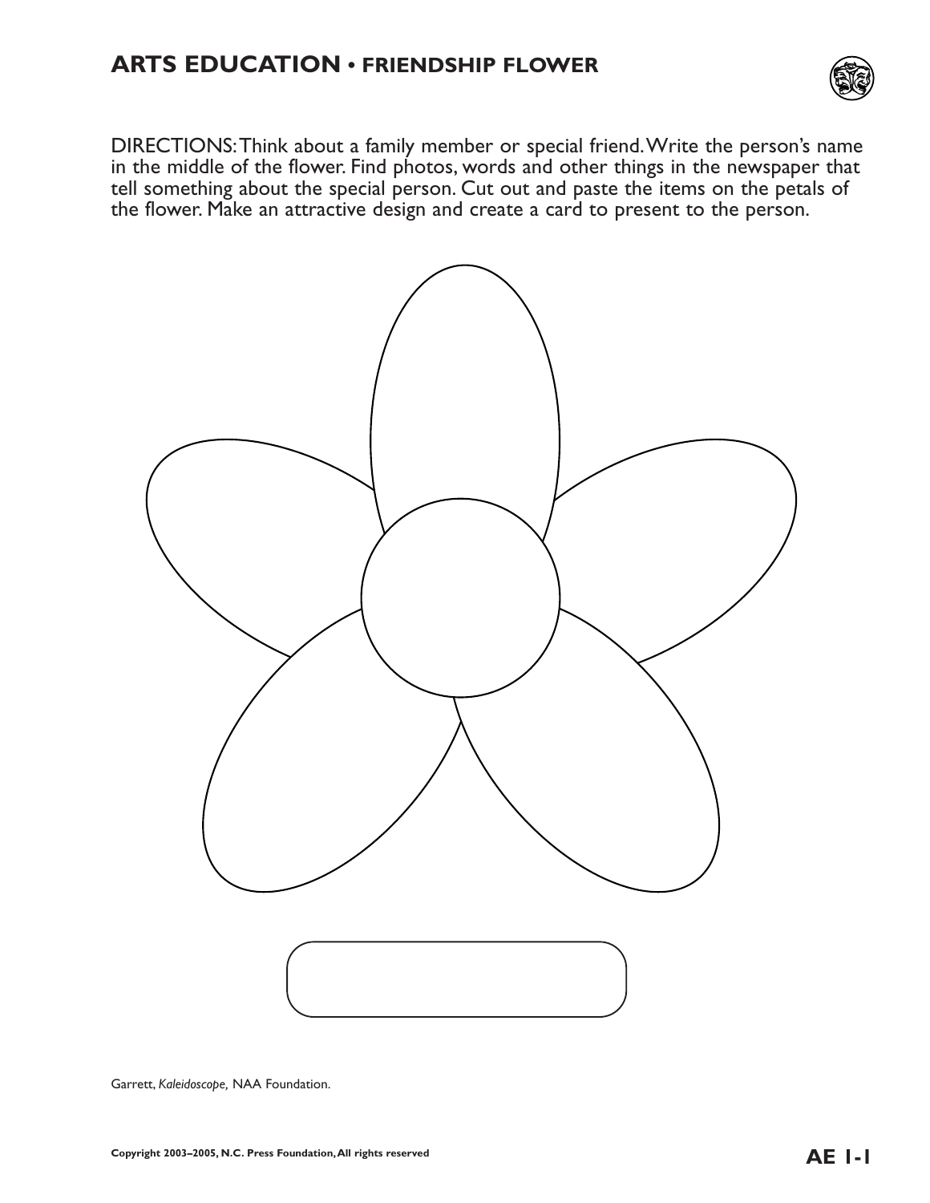# ARTS EDUCATION • FRIENDSHIP FLOWER

DIRECTIONS: Think about a family member or special friend. Write the person's name in the middle of the flower. Find photos, words and other things in the newspaper that tell something about the special person. Cut out and paste the items on the petals of the flower. Make an attractive design and create a card to present to the person.

Garrett, *Kaleidoscope*, NAA Foundation.

Copyright 2003–2005, N.C. Press Foundation, All rights reserved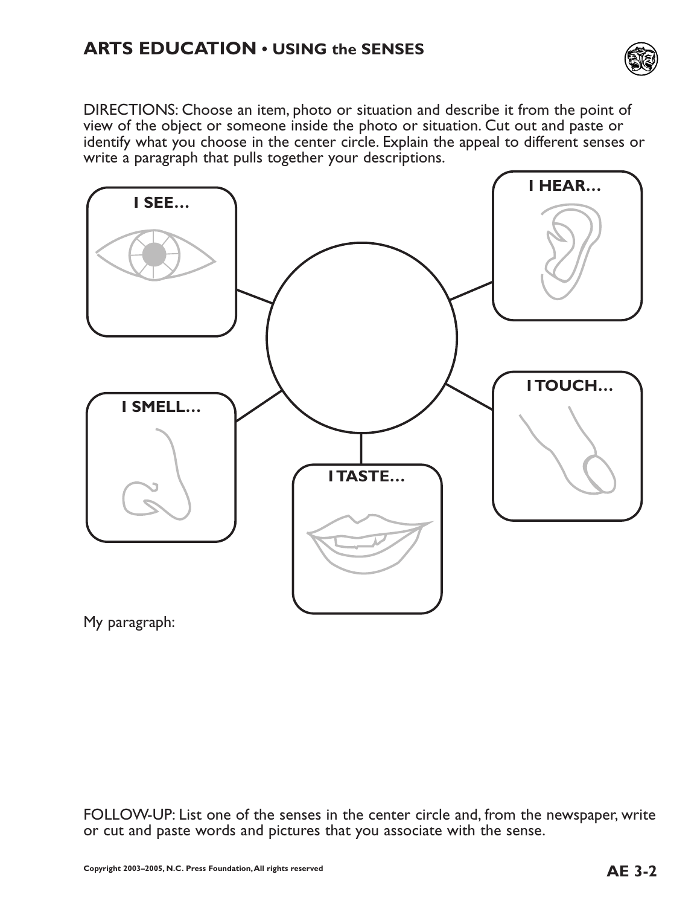## ARTS EDUCATION • USING the SENSES

DIRECTIONS: Choose an item, photo or situation and describe it from the point of view of the object or someone inside the photo or situation. Cut out and paste or identify what you choose in the center circle. Explain the appeal to different senses or write a paragraph that pulls together your descriptions.

I SEE…

I HEAR…

I SMELL…

I TOUCH…

I TASTE…

My paragraph:

FOLLOW-UP: List one of the senses in the center circle and, from the newspaper, write or cut and paste words and pictures that you associate with the sense.

Copyright 2003–2005, N.C. Press Foundation, All rights reserved

AE 3-2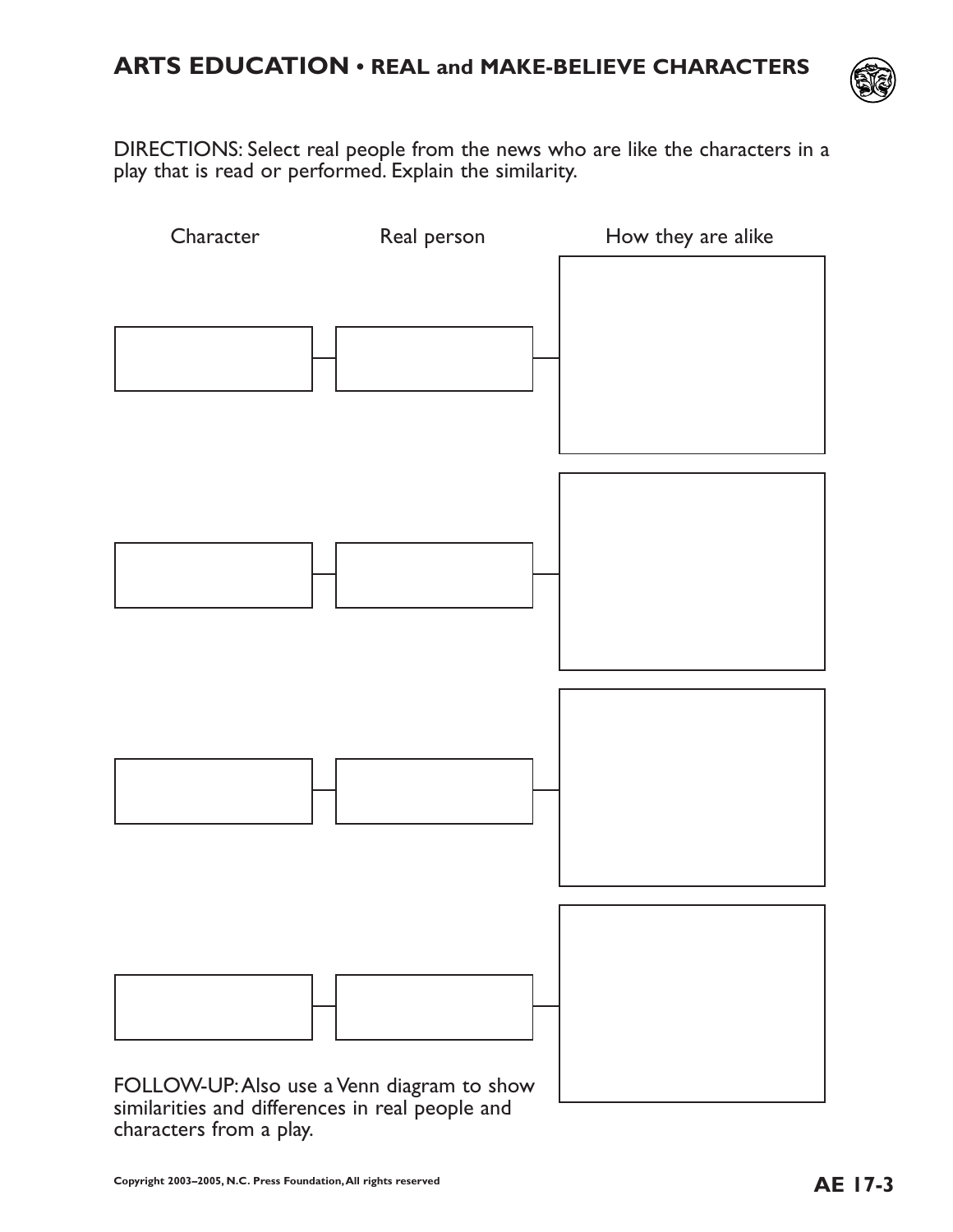# ARTS EDUCATION • REAL and MAKE-BELIEVE CHARACTERS

DIRECTIONS: Select real people from the news who are like the characters in a play that is read or performed. Explain the similarity.

| Character | Real person | How they are alike |
|---|---|---|
| | | |
| | | |
| | | |
| | | |

FOLLOW-UP: Also use a Venn diagram to show similarities and differences in real people and characters from a play.

Copyright 2003–2005, N.C. Press Foundation, All rights reserved

AE 17-3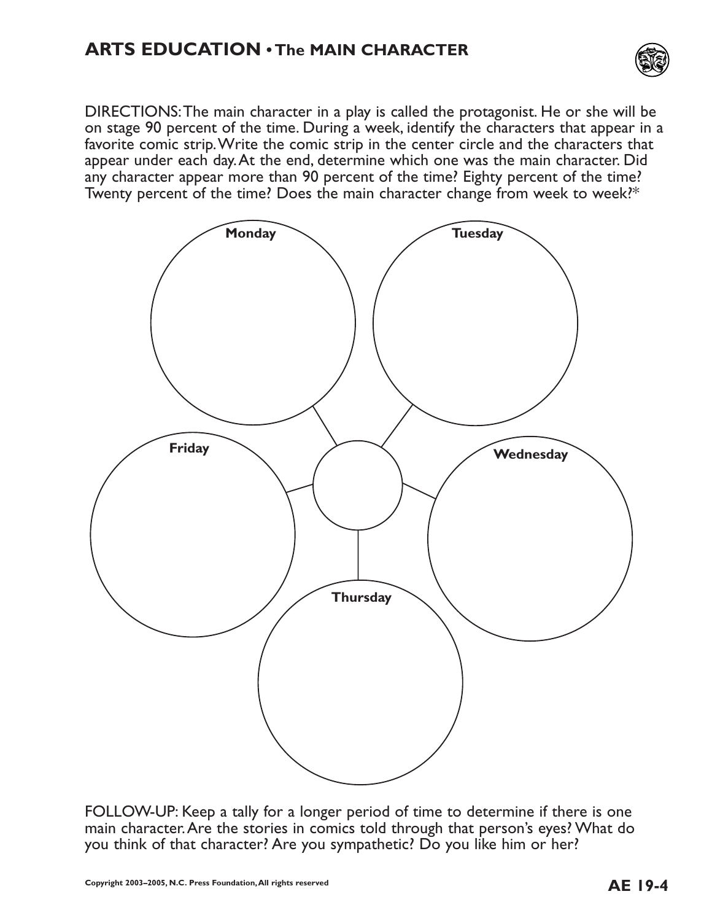# ARTS EDUCATION • The MAIN CHARACTER

DIRECTIONS: The main character in a play is called the protagonist. He or she will be on stage 90 percent of the time. During a week, identify the characters that appear in a favorite comic strip. Write the comic strip in the center circle and the characters that appear under each day. At the end, determine which one was the main character. Did any character appear more than 90 percent of the time? Eighty percent of the time? Twenty percent of the time? Does the main character change from week to week?*

**Monday**

**Tuesday**

**Friday**

**Wednesday**

**Thursday**

FOLLOW-UP: Keep a tally for a longer period of time to determine if there is one main character. Are the stories in comics told through that person's eyes? What do you think of that character? Are you sympathetic? Do you like him or her?

Copyright 2003–2005, N.C. Press Foundation, All rights reserved

AE 19-4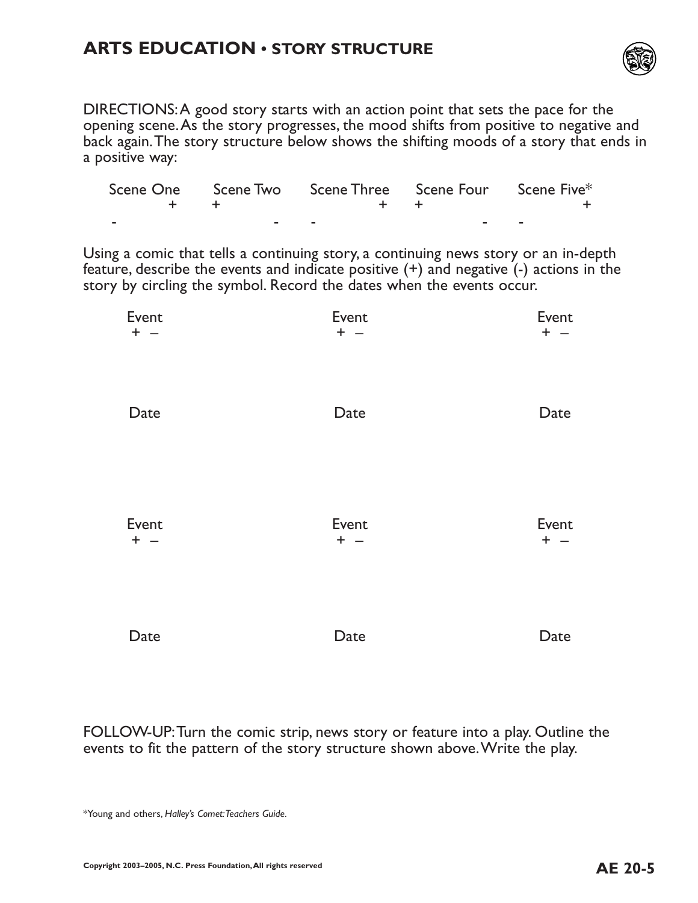## ARTS EDUCATION • STORY STRUCTURE

DIRECTIONS: A good story starts with an action point that sets the pace for the opening scene. As the story progresses, the mood shifts from positive to negative and back again. The story structure below shows the shifting moods of a story that ends in a positive way:

| Scene One | Scene Two | Scene Three | Scene Four | Scene Five* |
|---|---|---|---|---|
| - → + | + → - | - → + | + → - | - → + |

Using a comic that tells a continuing story, a continuing news story or an in-depth feature, describe the events and indicate positive (+) and negative (-) actions in the story by circling the symbol. Record the dates when the events occur.

| Event + – | Event + – | Event + – |
|---|---|---|
| Date | Date | Date |
| Event + – | Event + – | Event + – |
| Date | Date | Date |

FOLLOW-UP: Turn the comic strip, news story or feature into a play. Outline the events to fit the pattern of the story structure shown above. Write the play.

*Young and others, *Halley's Comet: Teachers Guide.*

Copyright 2003–2005, N.C. Press Foundation, All rights reserved

AE 20-5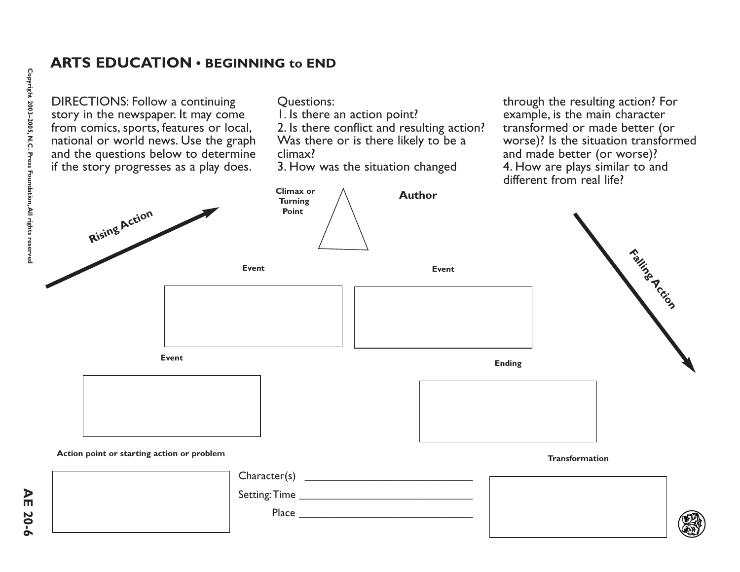# ARTS EDUCATION • BEGINNING to END

DIRECTIONS: Follow a continuing story in the newspaper. It may come from comics, sports, features or local, national or world news. Use the graph and the questions below to determine if the story progresses as a play does.

Questions:

1. Is there an action point?
2. Is there conflict and resulting action? Was there or is there likely to be a climax?
3. How was the situation changed through the resulting action? For example, is the main character transformed or made better (or worse)? Is the situation transformed and made better (or worse)?
4. How are plays similar to and different from real life?

**Climax or Turning Point**

**Author**

**Rising Action**

**Falling Action**

**Event**

**Event**

**Event**

**Ending**

**Action point or starting action or problem**

**Transformation**

Character(s) ______________________________

Setting: Time ______________________________

Place ______________________________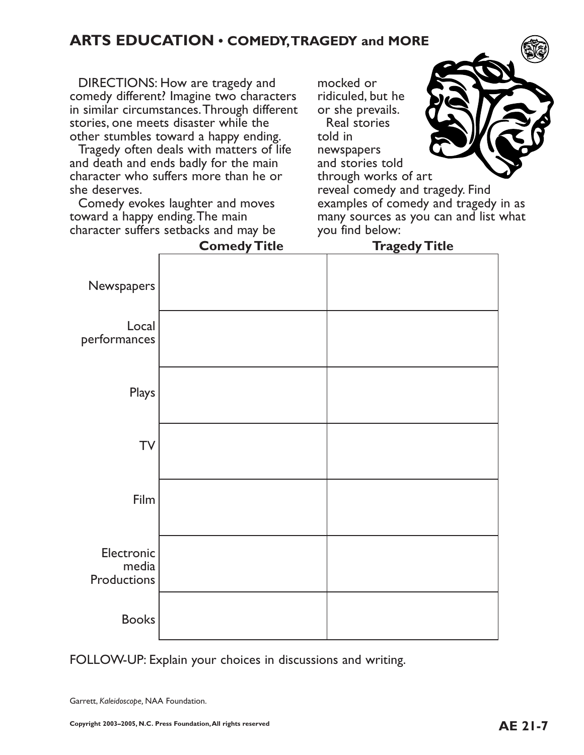# ARTS EDUCATION • COMEDY, TRAGEDY and MORE

DIRECTIONS: How are tragedy and comedy different? Imagine two characters in similar circumstances. Through different stories, one meets disaster while the other stumbles toward a happy ending.

Tragedy often deals with matters of life and death and ends badly for the main character who suffers more than he or she deserves.

Comedy evokes laughter and moves toward a happy ending. The main character suffers setbacks and may be mocked or ridiculed, but he or she prevails.

Real stories told in newspapers and stories told through works of art reveal comedy and tragedy. Find examples of comedy and tragedy in as many sources as you can and list what you find below:

| | Comedy Title | Tragedy Title |
|---|---|---|
| Newspapers | | |
| Local performances | | |
| Plays | | |
| TV | | |
| Film | | |
| Electronic media Productions | | |
| Books | | |

FOLLOW-UP: Explain your choices in discussions and writing.

Garrett, *Kaleidoscope*, NAA Foundation.

**Copyright 2003–2005, N.C. Press Foundation, All rights reserved**

**AE 21-7**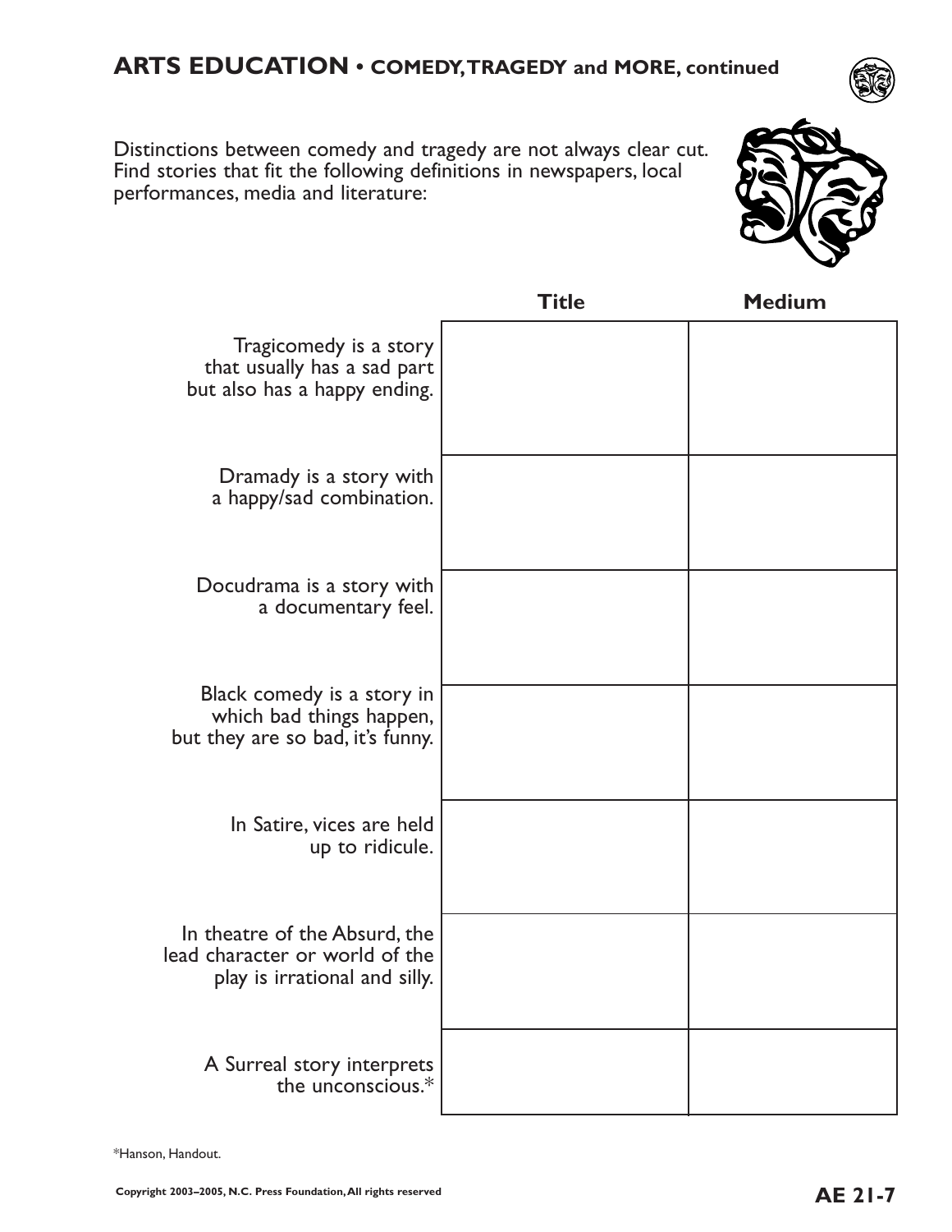## ARTS EDUCATION • COMEDY, TRAGEDY and MORE, continued

Distinctions between comedy and tragedy are not always clear cut. Find stories that fit the following definitions in newspapers, local performances, media and literature:

| | Title | Medium |
|---|---|---|
| Tragicomedy is a story that usually has a sad part but also has a happy ending. | | |
| Dramady is a story with a happy/sad combination. | | |
| Docudrama is a story with a documentary feel. | | |
| Black comedy is a story in which bad things happen, but they are so bad, it's funny. | | |
| In Satire, vices are held up to ridicule. | | |
| In theatre of the Absurd, the lead character or world of the play is irrational and silly. | | |
| A Surreal story interprets the unconscious.* | | |

*Hanson, Handout.

Copyright 2003–2005, N.C. Press Foundation, All rights reserved

AE 21-7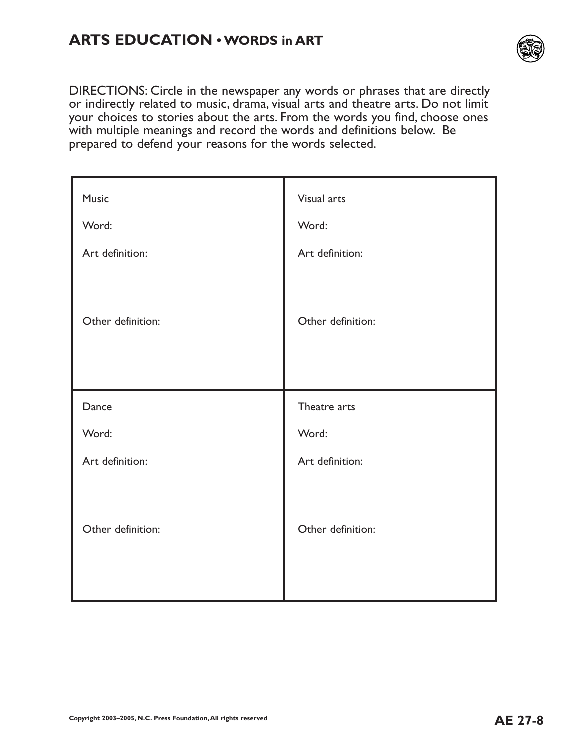# ARTS EDUCATION • WORDS in ART

DIRECTIONS: Circle in the newspaper any words or phrases that are directly or indirectly related to music, drama, visual arts and theatre arts. Do not limit your choices to stories about the arts. From the words you find, choose ones with multiple meanings and record the words and definitions below. Be prepared to defend your reasons for the words selected.

| Music | Visual arts |
|---|---|
| Word: | Word: |
| Art definition: | Art definition: |
| Other definition: | Other definition: |
| **Dance** | **Theatre arts** |
| Word: | Word: |
| Art definition: | Art definition: |
| Other definition: | Other definition: |

Copyright 2003–2005, N.C. Press Foundation, All rights reserved

AE 27-8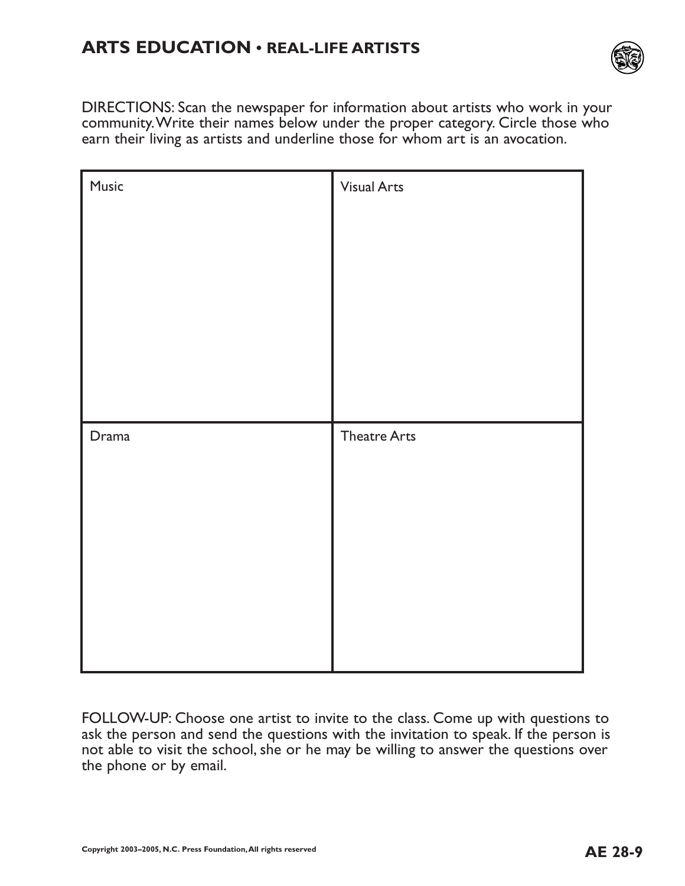# ARTS EDUCATION • REAL-LIFE ARTISTS

DIRECTIONS: Scan the newspaper for information about artists who work in your community. Write their names below under the proper category. Circle those who earn their living as artists and underline those for whom art is an avocation.

| Music | Visual Arts |
| --- | --- |
| | |
| **Drama** | **Theatre Arts** |
| | |

FOLLOW-UP: Choose one artist to invite to the class. Come up with questions to ask the person and send the questions with the invitation to speak. If the person is not able to visit the school, she or he may be willing to answer the questions over the phone or by email.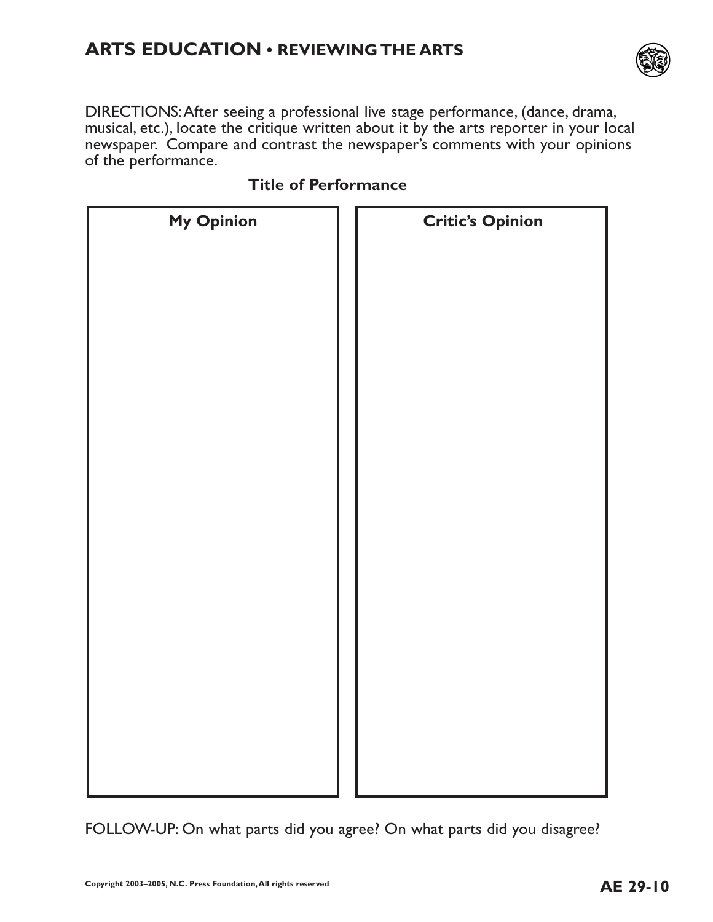# ARTS EDUCATION • REVIEWING THE ARTS

DIRECTIONS: After seeing a professional live stage performance, (dance, drama, musical, etc.), locate the critique written about it by the arts reporter in your local newspaper. Compare and contrast the newspaper's comments with your opinions of the performance.

**Title of Performance**

| My Opinion | Critic's Opinion |
|---|---|
| | |

FOLLOW-UP: On what parts did you agree? On what parts did you disagree?

Copyright 2003–2005, N.C. Press Foundation, All rights reserved

**AE 29-10**